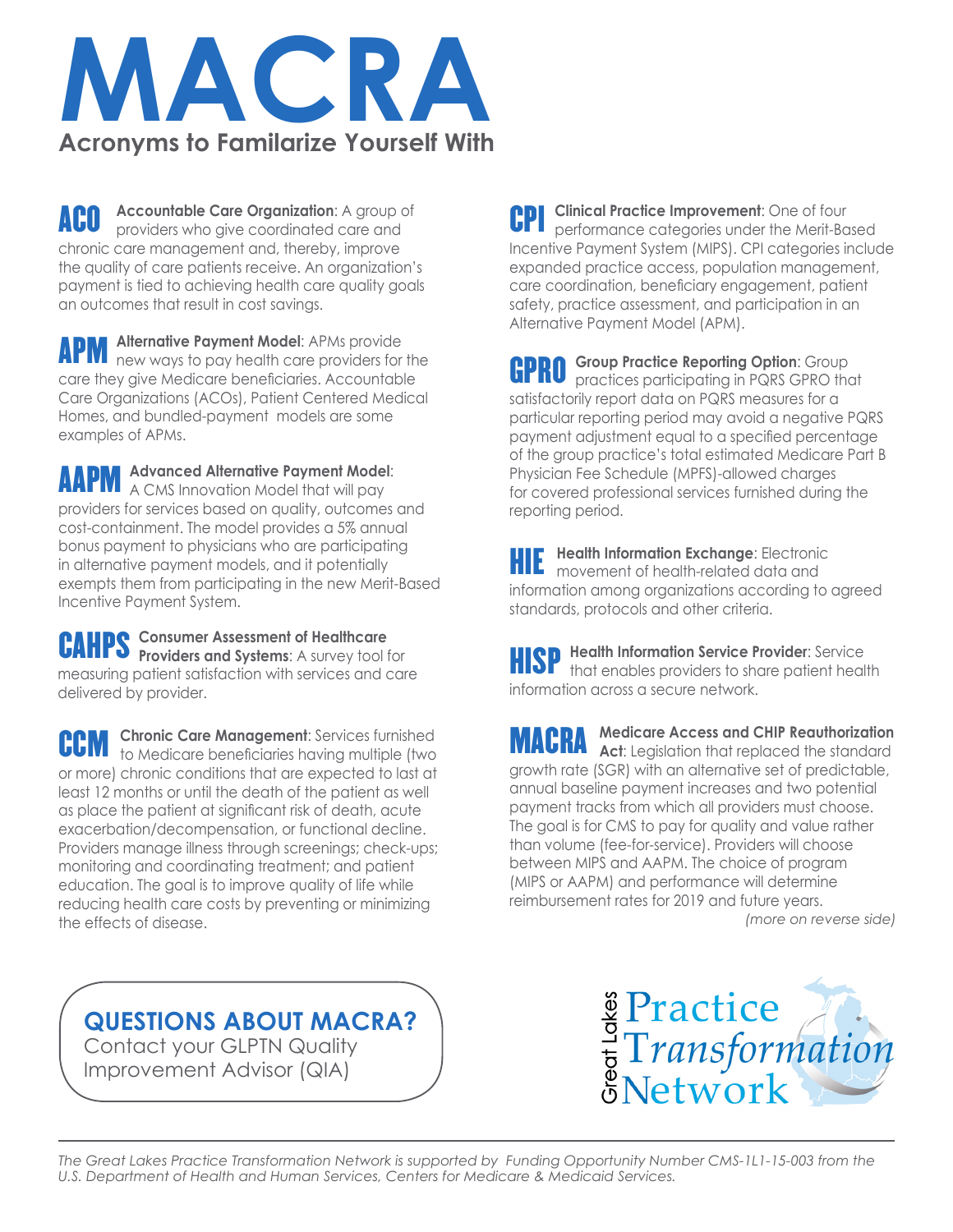# MACRA

## Acronyms to Familarize Yourself With

**ACO** **Accountable Care Organization**: A group of providers who give coordinated care and chronic care management and, thereby, improve the quality of care patients receive. An organization's payment is tied to achieving health care quality goals an outcomes that result in cost savings.

**APM** **Alternative Payment Model**: APMs provide new ways to pay health care providers for the care they give Medicare beneficiaries. Accountable Care Organizations (ACOs), Patient Centered Medical Homes, and bundled-payment models are some examples of APMs.

**AAPM** **Advanced Alternative Payment Model**: A CMS Innovation Model that will pay providers for services based on quality, outcomes and cost-containment. The model provides a 5% annual bonus payment to physicians who are participating in alternative payment models, and it potentially exempts them from participating in the new Merit-Based Incentive Payment System.

**CAHPS** **Consumer Assessment of Healthcare Providers and Systems**: A survey tool for measuring patient satisfaction with services and care delivered by provider.

**CCM** **Chronic Care Management**: Services furnished to Medicare beneficiaries having multiple (two or more) chronic conditions that are expected to last at least 12 months or until the death of the patient as well as place the patient at significant risk of death, acute exacerbation/decompensation, or functional decline. Providers manage illness through screenings; check-ups; monitoring and coordinating treatment; and patient education. The goal is to improve quality of life while reducing health care costs by preventing or minimizing the effects of disease.

**CPI** **Clinical Practice Improvement**: One of four performance categories under the Merit-Based Incentive Payment System (MIPS). CPI categories include expanded practice access, population management, care coordination, beneficiary engagement, patient safety, practice assessment, and participation in an Alternative Payment Model (APM).

**GPRO** **Group Practice Reporting Option**: Group practices participating in PQRS GPRO that satisfactorily report data on PQRS measures for a particular reporting period may avoid a negative PQRS payment adjustment equal to a specified percentage of the group practice's total estimated Medicare Part B Physician Fee Schedule (MPFS)-allowed charges for covered professional services furnished during the reporting period.

**HIE** **Health Information Exchange**: Electronic movement of health-related data and information among organizations according to agreed standards, protocols and other criteria.

**HISP** **Health Information Service Provider**: Service that enables providers to share patient health information across a secure network.

**MACRA** **Medicare Access and CHIP Reauthorization Act**: Legislation that replaced the standard growth rate (SGR) with an alternative set of predictable, annual baseline payment increases and two potential payment tracks from which all providers must choose. The goal is for CMS to pay for quality and value rather than volume (fee-for-service). Providers will choose between MIPS and AAPM. The choice of program (MIPS or AAPM) and performance will determine reimbursement rates for 2019 and future years.

*(more on reverse side)*

**QUESTIONS ABOUT MACRA?**
Contact your GLPTN Quality Improvement Advisor (QIA)

Great Lakes Practice Transformation Network

*The Great Lakes Practice Transformation Network is supported by Funding Opportunity Number CMS-1L1-15-003 from the U.S. Department of Health and Human Services, Centers for Medicare & Medicaid Services.*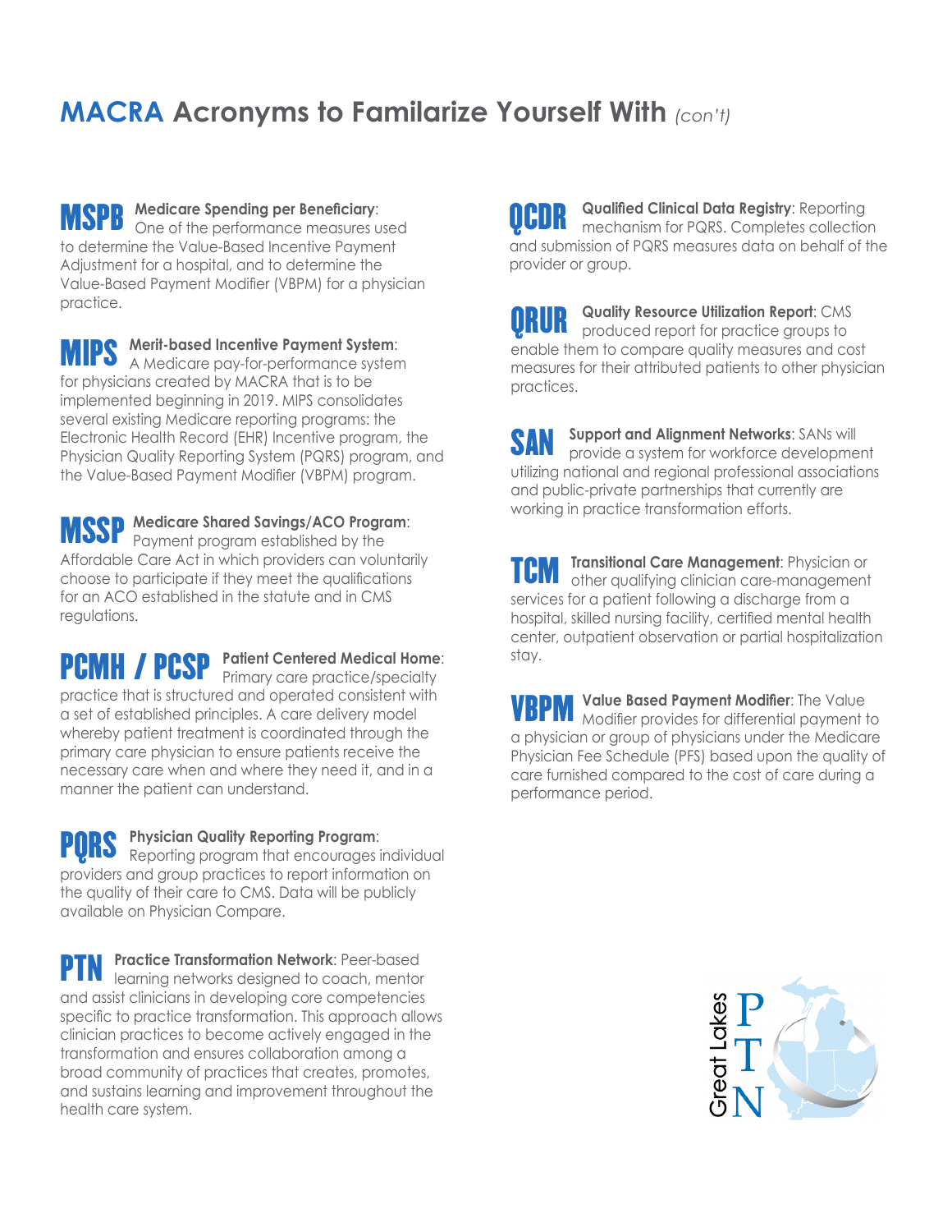# MACRA Acronyms to Familarize Yourself With *(con't)*

**MSPB** **Medicare Spending per Beneficiary**: One of the performance measures used to determine the Value-Based Incentive Payment Adjustment for a hospital, and to determine the Value-Based Payment Modifier (VBPM) for a physician practice.

**MIPS** **Merit-based Incentive Payment System**: A Medicare pay-for-performance system for physicians created by MACRA that is to be implemented beginning in 2019. MIPS consolidates several existing Medicare reporting programs: the Electronic Health Record (EHR) Incentive program, the Physician Quality Reporting System (PQRS) program, and the Value-Based Payment Modifier (VBPM) program.

**MSSP** **Medicare Shared Savings/ACO Program**: Payment program established by the Affordable Care Act in which providers can voluntarily choose to participate if they meet the qualifications for an ACO established in the statute and in CMS regulations.

**PCMH / PCSP** **Patient Centered Medical Home**: Primary care practice/specialty practice that is structured and operated consistent with a set of established principles. A care delivery model whereby patient treatment is coordinated through the primary care physician to ensure patients receive the necessary care when and where they need it, and in a manner the patient can understand.

**PQRS** **Physician Quality Reporting Program**: Reporting program that encourages individual providers and group practices to report information on the quality of their care to CMS. Data will be publicly available on Physician Compare.

**PTN** **Practice Transformation Network**: Peer-based learning networks designed to coach, mentor and assist clinicians in developing core competencies specific to practice transformation. This approach allows clinician practices to become actively engaged in the transformation and ensures collaboration among a broad community of practices that creates, promotes, and sustains learning and improvement throughout the health care system.

**QCDR** **Qualified Clinical Data Registry**: Reporting mechanism for PQRS. Completes collection and submission of PQRS measures data on behalf of the provider or group.

**QRUR** **Quality Resource Utilization Report**: CMS produced report for practice groups to enable them to compare quality measures and cost measures for their attributed patients to other physician practices.

**SAN** **Support and Alignment Networks**: SANs will provide a system for workforce development utilizing national and regional professional associations and public-private partnerships that currently are working in practice transformation efforts.

**TCM** **Transitional Care Management**: Physician or other qualifying clinician care-management services for a patient following a discharge from a hospital, skilled nursing facility, certified mental health center, outpatient observation or partial hospitalization stay.

**VBPM** **Value Based Payment Modifier**: The Value Modifier provides for differential payment to a physician or group of physicians under the Medicare Physician Fee Schedule (PFS) based upon the quality of care furnished compared to the cost of care during a performance period.

Great Lakes PTN